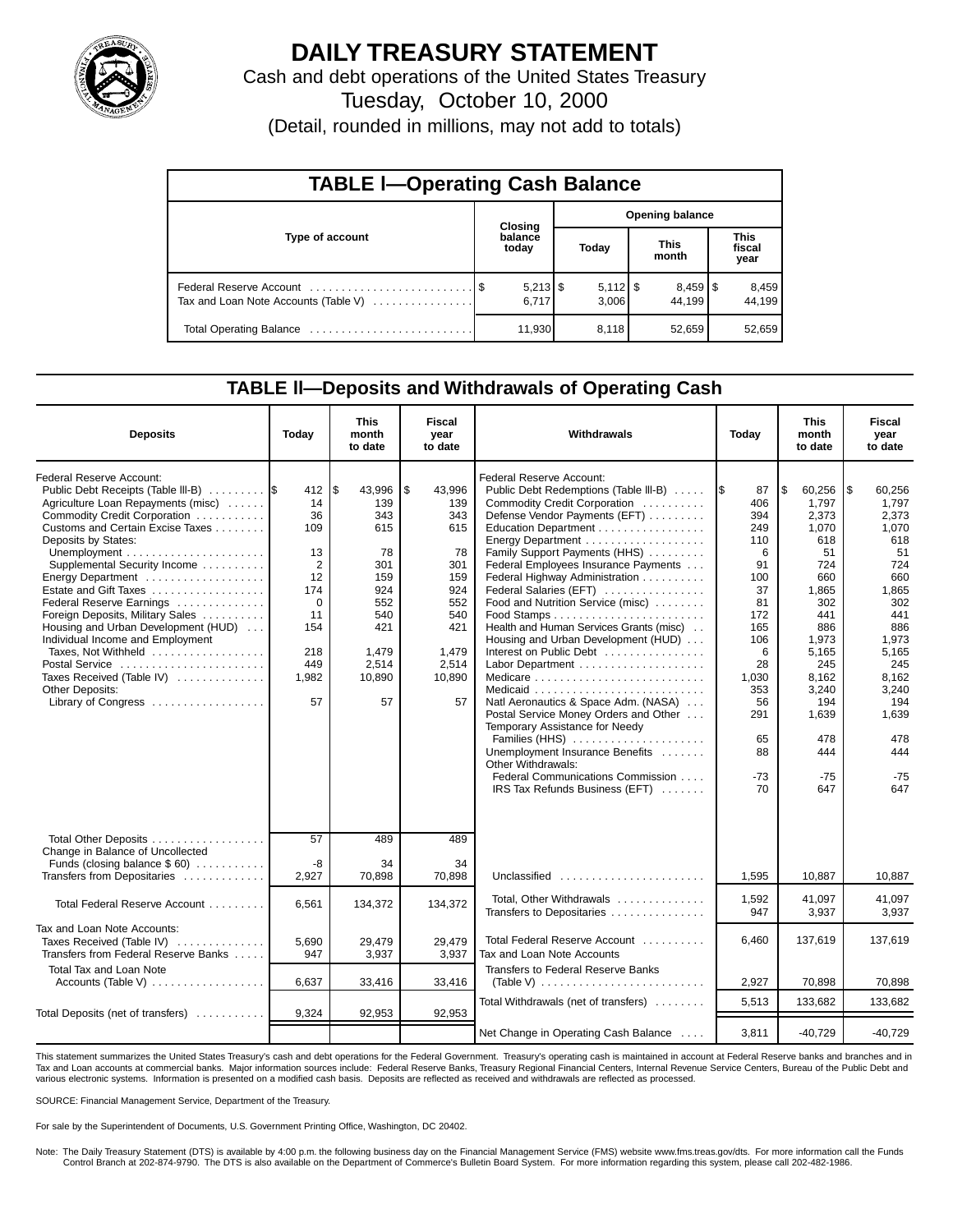# DAILY TREASURY STATEMENT

Cash and debt operations of the United States Treasury

Tuesday, October 10, 2000

(Detail, rounded in millions, may not add to totals)

## TABLE I—Operating Cash Balance

| Type of account | Closing balance today | Opening balance Today | Opening balance This month | Opening balance This fiscal year |
|---|---|---|---|---|
| Federal Reserve Account | $ 5,213 | $ 5,112 | $ 8,459 | $ 8,459 |
| Tax and Loan Note Accounts (Table V) | 6,717 | 3,006 | 44,199 | 44,199 |
| Total Operating Balance | 11,930 | 8,118 | 52,659 | 52,659 |

## TABLE II—Deposits and Withdrawals of Operating Cash

| Deposits | Today | This month to date | Fiscal year to date |
|---|---|---|---|
| Federal Reserve Account: | | | |
| Public Debt Receipts (Table III-B) | $ 412 | $ 43,996 | $ 43,996 |
| Agriculture Loan Repayments (misc) | 14 | 139 | 139 |
| Commodity Credit Corporation | 36 | 343 | 343 |
| Customs and Certain Excise Taxes | 109 | 615 | 615 |
| Deposits by States: | | | |
| Unemployment | 13 | 78 | 78 |
| Supplemental Security Income | 2 | 301 | 301 |
| Energy Department | 12 | 159 | 159 |
| Estate and Gift Taxes | 174 | 924 | 924 |
| Federal Reserve Earnings | 0 | 552 | 552 |
| Foreign Deposits, Military Sales | 11 | 540 | 540 |
| Housing and Urban Development (HUD) | 154 | 421 | 421 |
| Individual Income and Employment Taxes, Not Withheld | 218 | 1,479 | 1,479 |
| Postal Service | 449 | 2,514 | 2,514 |
| Taxes Received (Table IV) | 1,982 | 10,890 | 10,890 |
| Other Deposits: | | | |
| Library of Congress | 57 | 57 | 57 |
| Total Other Deposits | 57 | 489 | 489 |
| Change in Balance of Uncollected Funds (closing balance $ 60) | -8 | 34 | 34 |
| Transfers from Depositaries | 2,927 | 70,898 | 70,898 |
| Total Federal Reserve Account | 6,561 | 134,372 | 134,372 |
| Tax and Loan Note Accounts: | | | |
| Taxes Received (Table IV) | 5,690 | 29,479 | 29,479 |
| Transfers from Federal Reserve Banks | 947 | 3,937 | 3,937 |
| Total Tax and Loan Note Accounts (Table V) | 6,637 | 33,416 | 33,416 |
| Total Deposits (net of transfers) | 9,324 | 92,953 | 92,953 |

| Withdrawals | Today | This month to date | Fiscal year to date |
|---|---|---|---|
| Federal Reserve Account: | | | |
| Public Debt Redemptions (Table III-B) | $ 87 | $ 60,256 | $ 60,256 |
| Commodity Credit Corporation | 406 | 1,797 | 1,797 |
| Defense Vendor Payments (EFT) | 394 | 2,373 | 2,373 |
| Education Department | 249 | 1,070 | 1,070 |
| Energy Department | 110 | 618 | 618 |
| Family Support Payments (HHS) | 6 | 51 | 51 |
| Federal Employees Insurance Payments | 91 | 724 | 724 |
| Federal Highway Administration | 100 | 660 | 660 |
| Federal Salaries (EFT) | 37 | 1,865 | 1,865 |
| Food and Nutrition Service (misc) | 81 | 302 | 302 |
| Food Stamps | 172 | 441 | 441 |
| Health and Human Services Grants (misc) | 165 | 886 | 886 |
| Housing and Urban Development (HUD) | 106 | 1,973 | 1,973 |
| Interest on Public Debt | 6 | 5,165 | 5,165 |
| Labor Department | 28 | 245 | 245 |
| Medicare | 1,030 | 8,162 | 8,162 |
| Medicaid | 353 | 3,240 | 3,240 |
| Natl Aeronautics & Space Adm. (NASA) | 56 | 194 | 194 |
| Postal Service Money Orders and Other | 291 | 1,639 | 1,639 |
| Temporary Assistance for Needy Families (HHS) | 65 | 478 | 478 |
| Unemployment Insurance Benefits | 88 | 444 | 444 |
| Other Withdrawals: | | | |
| Federal Communications Commission | -73 | -75 | -75 |
| IRS Tax Refunds Business (EFT) | 70 | 647 | 647 |
| Unclassified | 1,595 | 10,887 | 10,887 |
| Total, Other Withdrawals | 1,592 | 41,097 | 41,097 |
| Transfers to Depositaries | 947 | 3,937 | 3,937 |
| Total Federal Reserve Account | 6,460 | 137,619 | 137,619 |
| Tax and Loan Note Accounts | | | |
| Transfers to Federal Reserve Banks (Table V) | 2,927 | 70,898 | 70,898 |
| Total Withdrawals (net of transfers) | 5,513 | 133,682 | 133,682 |
| Net Change in Operating Cash Balance | 3,811 | -40,729 | -40,729 |

This statement summarizes the United States Treasury's cash and debt operations for the Federal Government. Treasury's operating cash is maintained in account at Federal Reserve banks and branches and in Tax and Loan accounts at commercial banks. Major information sources include: Federal Reserve Banks, Treasury Regional Financial Centers, Internal Revenue Service Centers, Bureau of the Public Debt and various electronic systems. Information is presented on a modified cash basis. Deposits are reflected as received and withdrawals are reflected as processed.

SOURCE: Financial Management Service, Department of the Treasury.

For sale by the Superintendent of Documents, U.S. Government Printing Office, Washington, DC 20402.

Note: The Daily Treasury Statement (DTS) is available by 4:00 p.m. the following business day on the Financial Management Service (FMS) website www.fms.treas.gov/dts. For more information call the Funds Control Branch at 202-874-9790. The DTS is also available on the Department of Commerce's Bulletin Board System. For more information regarding this system, please call 202-482-1986.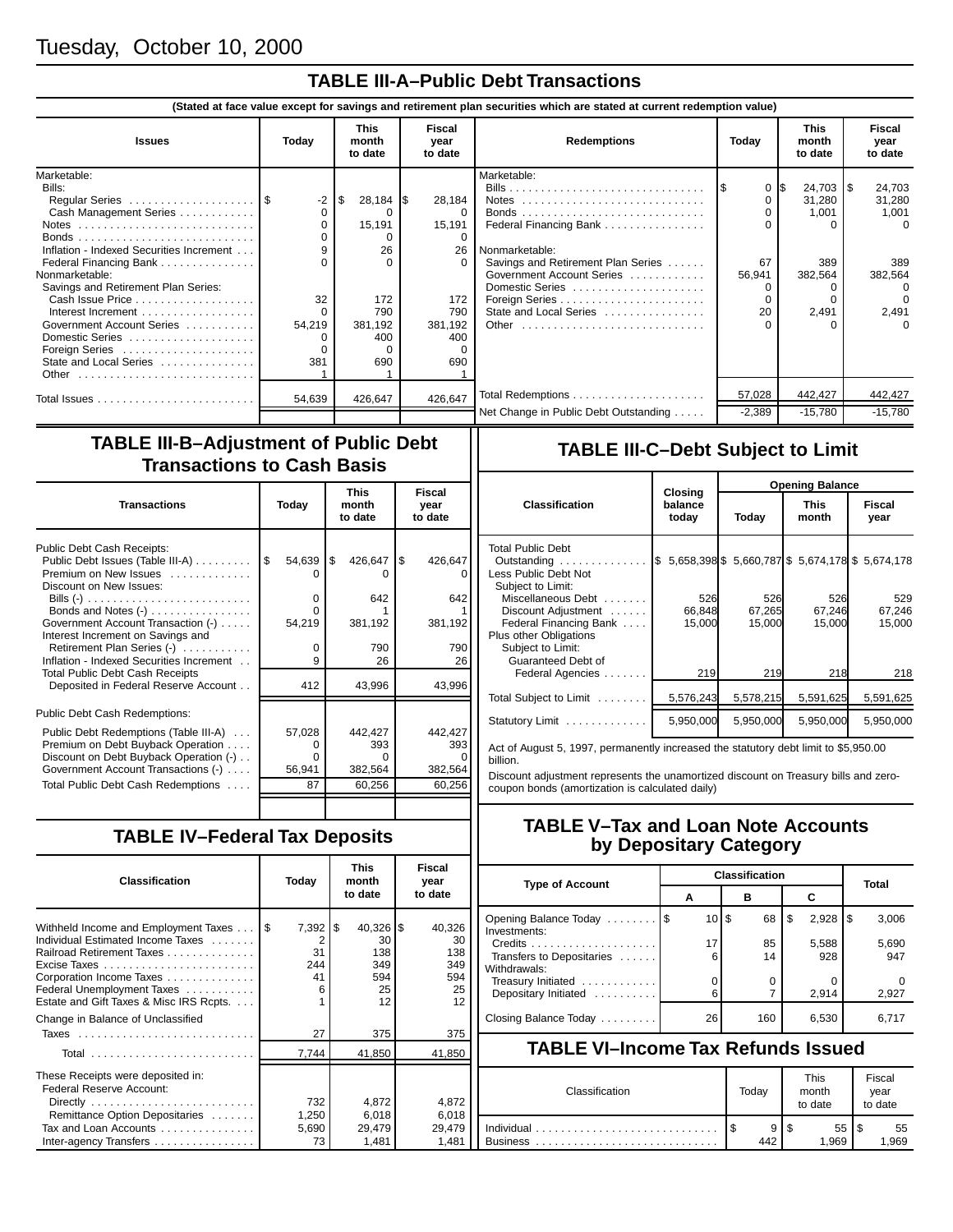Tuesday, October 10, 2000

## TABLE III-A–Public Debt Transactions

(Stated at face value except for savings and retirement plan securities which are stated at current redemption value)

| Issues | Today | This month to date | Fiscal year to date |
|---|---|---|---|
| Marketable: | | | |
| Bills: | | | |
| Regular Series | $ -2 | $ 28,184 | $ 28,184 |
| Cash Management Series | 0 | 0 | 0 |
| Notes | 0 | 15,191 | 15,191 |
| Bonds | 0 | 0 | 0 |
| Inflation - Indexed Securities Increment | 9 | 26 | 26 |
| Federal Financing Bank | 0 | 0 | 0 |
| Nonmarketable: | | | |
| Savings and Retirement Plan Series: | | | |
| Cash Issue Price | 32 | 172 | 172 |
| Interest Increment | 0 | 790 | 790 |
| Government Account Series | 54,219 | 381,192 | 381,192 |
| Domestic Series | 0 | 400 | 400 |
| Foreign Series | 0 | 0 | 0 |
| State and Local Series | 381 | 690 | 690 |
| Other | 1 | 1 | 1 |
| Total Issues | 54,639 | 426,647 | 426,647 |

| Redemptions | Today | This month to date | Fiscal year to date |
|---|---|---|---|
| Marketable: | | | |
| Bills | $ 0 | $ 24,703 | $ 24,703 |
| Notes | 0 | 31,280 | 31,280 |
| Bonds | 0 | 1,001 | 1,001 |
| Federal Financing Bank | 0 | 0 | 0 |
| Nonmarketable: | | | |
| Savings and Retirement Plan Series | 67 | 389 | 389 |
| Government Account Series | 56,941 | 382,564 | 382,564 |
| Domestic Series | 0 | 0 | 0 |
| Foreign Series | 0 | 0 | 0 |
| State and Local Series | 20 | 2,491 | 2,491 |
| Other | 0 | 0 | 0 |
| Total Redemptions | 57,028 | 442,427 | 442,427 |
| Net Change in Public Debt Outstanding | -2,389 | -15,780 | -15,780 |

## TABLE III-B–Adjustment of Public Debt Transactions to Cash Basis

| Transactions | Today | This month to date | Fiscal year to date |
|---|---|---|---|
| Public Debt Cash Receipts: | | | |
| Public Debt Issues (Table III-A) | $ 54,639 | $ 426,647 | $ 426,647 |
| Premium on New Issues | 0 | 0 | 0 |
| Discount on New Issues: | | | |
| Bills (-) | 0 | 642 | 642 |
| Bonds and Notes (-) | 0 | 1 | 1 |
| Government Account Transaction (-) | 54,219 | 381,192 | 381,192 |
| Interest Increment on Savings and Retirement Plan Series (-) | 0 | 790 | 790 |
| Inflation - Indexed Securities Increment | 9 | 26 | 26 |
| Total Public Debt Cash Receipts Deposited in Federal Reserve Account | 412 | 43,996 | 43,996 |
| Public Debt Cash Redemptions: | | | |
| Public Debt Redemptions (Table III-A) | 57,028 | 442,427 | 442,427 |
| Premium on Debt Buyback Operation | 0 | 393 | 393 |
| Discount on Debt Buyback Operation (-) | 0 | 0 | 0 |
| Government Account Transactions (-) | 56,941 | 382,564 | 382,564 |
| Total Public Debt Cash Redemptions | 87 | 60,256 | 60,256 |

## TABLE III-C–Debt Subject to Limit

| Classification | Closing balance today | Opening Balance Today | Opening Balance This month | Opening Balance Fiscal year |
|---|---|---|---|---|
| Total Public Debt Outstanding | $ 5,658,398 | $ 5,660,787 | $ 5,674,178 | $ 5,674,178 |
| Less Public Debt Not Subject to Limit: | | | | |
| Miscellaneous Debt | 526 | 526 | 526 | 529 |
| Discount Adjustment | 66,848 | 67,265 | 67,246 | 67,246 |
| Federal Financing Bank | 15,000 | 15,000 | 15,000 | 15,000 |
| Plus other Obligations Subject to Limit: | | | | |
| Guaranteed Debt of Federal Agencies | 219 | 219 | 218 | 218 |
| Total Subject to Limit | 5,576,243 | 5,578,215 | 5,591,625 | 5,591,625 |
| Statutory Limit | 5,950,000 | 5,950,000 | 5,950,000 | 5,950,000 |

Act of August 5, 1997, permanently increased the statutory debt limit to $5,950.00 billion.

Discount adjustment represents the unamortized discount on Treasury bills and zero-coupon bonds (amortization is calculated daily)

## TABLE IV–Federal Tax Deposits

| Classification | Today | This month to date | Fiscal year to date |
|---|---|---|---|
| Withheld Income and Employment Taxes | $ 7,392 | $ 40,326 | $ 40,326 |
| Individual Estimated Income Taxes | 2 | 30 | 30 |
| Railroad Retirement Taxes | 31 | 138 | 138 |
| Excise Taxes | 244 | 349 | 349 |
| Corporation Income Taxes | 41 | 594 | 594 |
| Federal Unemployment Taxes | 6 | 25 | 25 |
| Estate and Gift Taxes & Misc IRS Rcpts. | 1 | 12 | 12 |
| Change in Balance of Unclassified Taxes | 27 | 375 | 375 |
| Total | 7,744 | 41,850 | 41,850 |
| These Receipts were deposited in: | | | |
| Federal Reserve Account: | | | |
| Directly | 732 | 4,872 | 4,872 |
| Remittance Option Depositaries | 1,250 | 6,018 | 6,018 |
| Tax and Loan Accounts | 5,690 | 29,479 | 29,479 |
| Inter-agency Transfers | 73 | 1,481 | 1,481 |

## TABLE V–Tax and Loan Note Accounts by Depositary Category

| Type of Account | A | B | C | Total |
|---|---|---|---|---|
| Opening Balance Today | $ 10 | $ 68 | $ 2,928 | $ 3,006 |
| Investments: | | | | |
| Credits | 17 | 85 | 5,588 | 5,690 |
| Transfers to Depositaries | 6 | 14 | 928 | 947 |
| Withdrawals: | | | | |
| Treasury Initiated | 0 | 0 | 0 | 0 |
| Depositary Initiated | 6 | 7 | 2,914 | 2,927 |
| Closing Balance Today | 26 | 160 | 6,530 | 6,717 |

## TABLE VI–Income Tax Refunds Issued

| Classification | Today | This month to date | Fiscal year to date |
|---|---|---|---|
| Individual | $ 9 | $ 55 | $ 55 |
| Business | 442 | 1,969 | 1,969 |